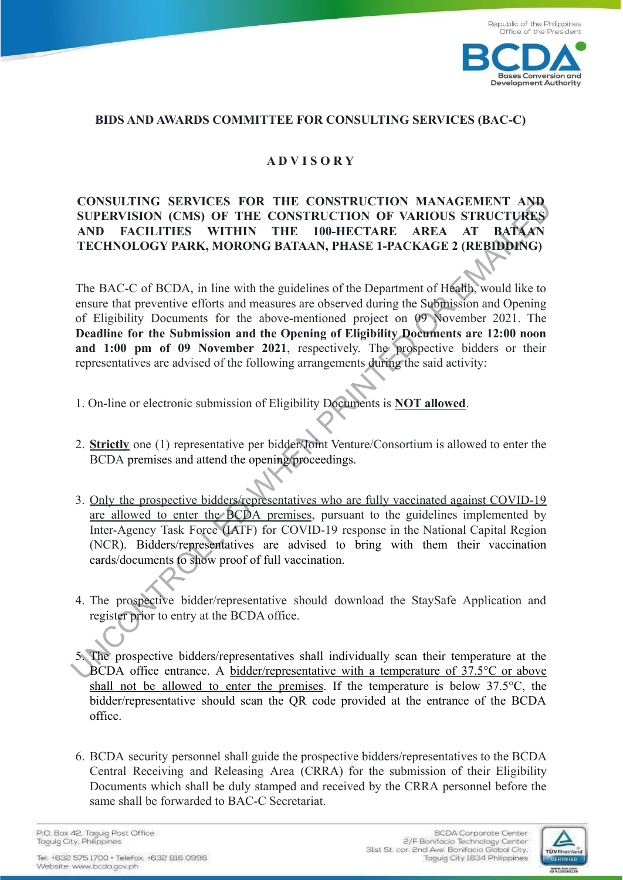## BIDS AND AWARDS COMMITTEE FOR CONSULTING SERVICES (BAC-C)

## A D V I S O R Y

**CONSULTING SERVICES FOR THE CONSTRUCTION MANAGEMENT AND SUPERVISION (CMS) OF THE CONSTRUCTION OF VARIOUS STRUCTURES AND FACILITIES WITHIN THE 100-HECTARE AREA AT BATAAN TECHNOLOGY PARK, MORONG BATAAN, PHASE 1-PACKAGE 2 (REBIDDING)**

The BAC-C of BCDA, in line with the guidelines of the Department of Health, would like to ensure that preventive efforts and measures are observed during the Submission and Opening of Eligibility Documents for the above-mentioned project on 09 November 2021. The **Deadline for the Submission and the Opening of Eligibility Documents are 12:00 noon and 1:00 pm of 09 November 2021**, respectively. The prospective bidders or their representatives are advised of the following arrangements during the said activity:

1. On-line or electronic submission of Eligibility Documents is **<u>NOT allowed</u>**.

2. **<u>Strictly</u>** one (1) representative per bidder/Joint Venture/Consortium is allowed to enter the BCDA premises and attend the opening proceedings.

3. <u>Only the prospective bidders/representatives who are fully vaccinated against COVID-19 are allowed to enter the BCDA premises</u>, pursuant to the guidelines implemented by Inter-Agency Task Force (IATF) for COVID-19 response in the National Capital Region (NCR). Bidders/representatives are advised to bring with them their vaccination cards/documents to show proof of full vaccination.

4. The prospective bidder/representative should download the StaySafe Application and register prior to entry at the BCDA office.

5. The prospective bidders/representatives shall individually scan their temperature at the BCDA office entrance. A <u>bidder/representative with a temperature of 37.5°C or above shall not be allowed to enter the premises</u>. If the temperature is below 37.5°C, the bidder/representative should scan the QR code provided at the entrance of the BCDA office.

6. BCDA security personnel shall guide the prospective bidders/representatives to the BCDA Central Receiving and Releasing Area (CRRA) for the submission of their Eligibility Documents which shall be duly stamped and received by the CRRA personnel before the same shall be forwarded to BAC-C Secretariat.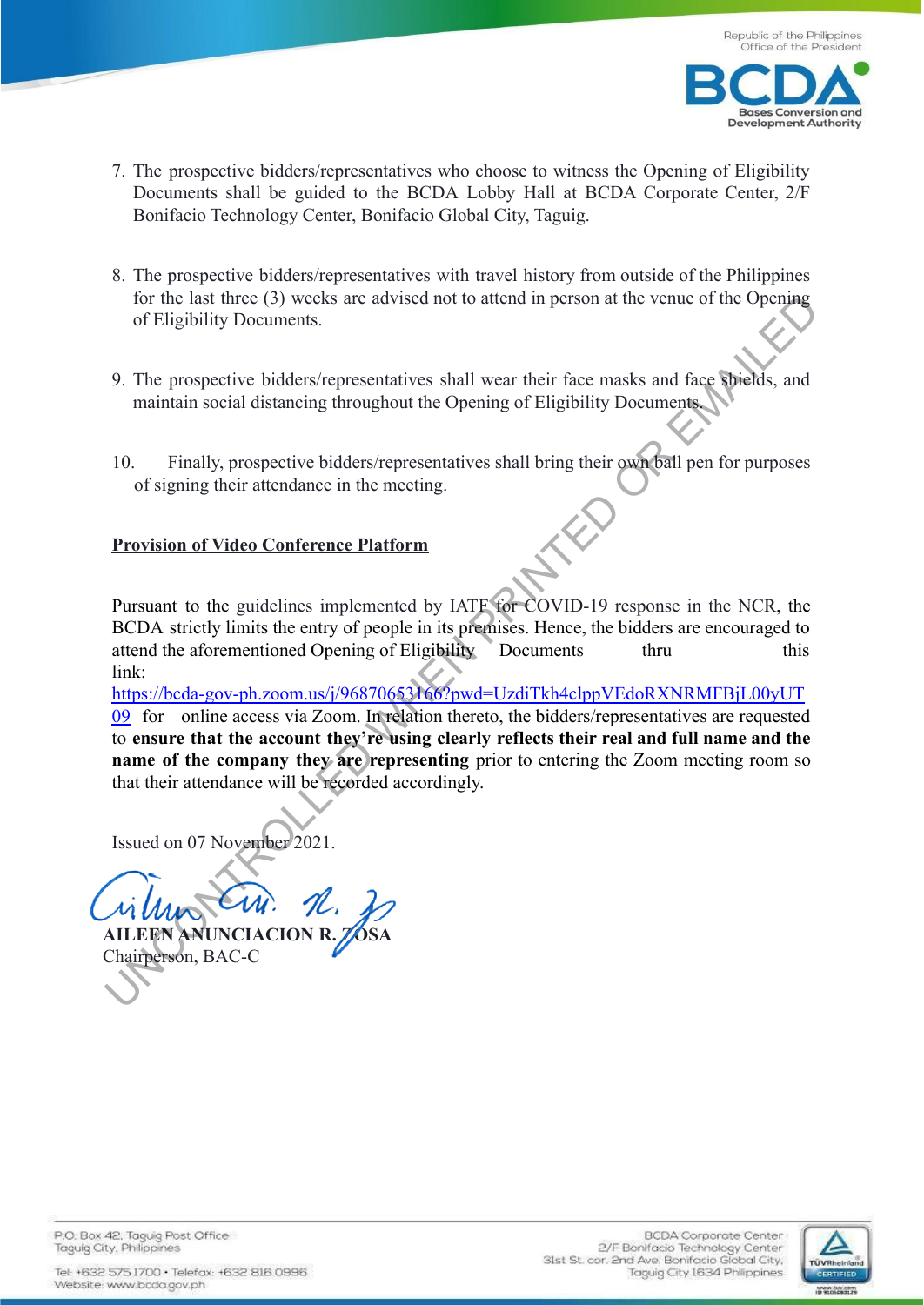7. The prospective bidders/representatives who choose to witness the Opening of Eligibility Documents shall be guided to the BCDA Lobby Hall at BCDA Corporate Center, 2/F Bonifacio Technology Center, Bonifacio Global City, Taguig.

8. The prospective bidders/representatives with travel history from outside of the Philippines for the last three (3) weeks are advised not to attend in person at the venue of the Opening of Eligibility Documents.

9. The prospective bidders/representatives shall wear their face masks and face shields, and maintain social distancing throughout the Opening of Eligibility Documents.

10. Finally, prospective bidders/representatives shall bring their own ball pen for purposes of signing their attendance in the meeting.

**Provision of Video Conference Platform**

Pursuant to the guidelines implemented by IATF for COVID-19 response in the NCR, the BCDA strictly limits the entry of people in its premises. Hence, the bidders are encouraged to attend the aforementioned Opening of Eligibility Documents thru this link: https://bcda-gov-ph.zoom.us/j/96870653166?pwd=UzdiTkh4clppVEdoRXNRMFBjL00yUT09 for online access via Zoom. In relation thereto, the bidders/representatives are requested to **ensure that the account they're using clearly reflects their real and full name and the name of the company they are representing** prior to entering the Zoom meeting room so that their attendance will be recorded accordingly.

Issued on 07 November 2021.

**AILEEN ANUNCIACION R. ZOSA**
Chairperson, BAC-C